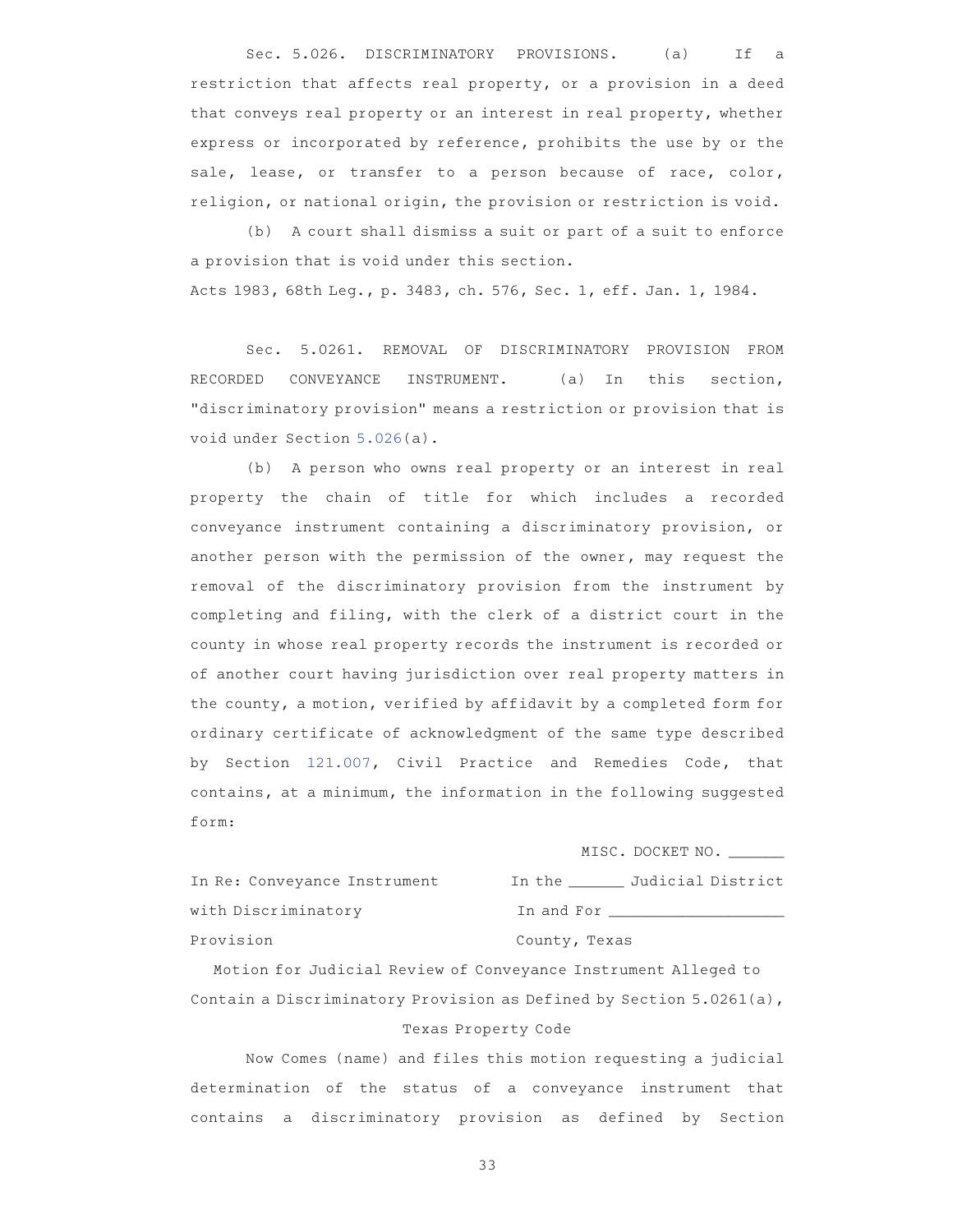Sec. 5.026. DISCRIMINATORY PROVISIONS. (a) If a restriction that affects real property, or a provision in a deed that conveys real property or an interest in real property, whether express or incorporated by reference, prohibits the use by or the sale, lease, or transfer to a person because of race, color, religion, or national origin, the provision or restriction is void.

(b) A court shall dismiss a suit or part of a suit to enforce a provision that is void under this section.

Acts 1983, 68th Leg., p. 3483, ch. 576, Sec. 1, eff. Jan. 1, 1984.

Sec. 5.0261. REMOVAL OF DISCRIMINATORY PROVISION FROM RECORDED CONVEYANCE INSTRUMENT. (a) In this section, "discriminatory provision" means a restriction or provision that is void under Section 5.026(a).

(b) A person who owns real property or an interest in real property the chain of title for which includes a recorded conveyance instrument containing a discriminatory provision, or another person with the permission of the owner, may request the removal of the discriminatory provision from the instrument by completing and filing, with the clerk of a district court in the county in whose real property records the instrument is recorded or of another court having jurisdiction over real property matters in the county, a motion, verified by affidavit by a completed form for ordinary certificate of acknowledgment of the same type described by Section 121.007, Civil Practice and Remedies Code, that contains, at a minimum, the information in the following suggested form:

MISC. DOCKET NO. ______

| | |
|---|---|
| In Re: Conveyance Instrument | In the ______ Judicial District |
| with Discriminatory | In and For ___________________ |
| Provision | County, Texas |

Motion for Judicial Review of Conveyance Instrument Alleged to Contain a Discriminatory Provision as Defined by Section 5.0261(a), Texas Property Code

Now Comes (name) and files this motion requesting a judicial determination of the status of a conveyance instrument that contains a discriminatory provision as defined by Section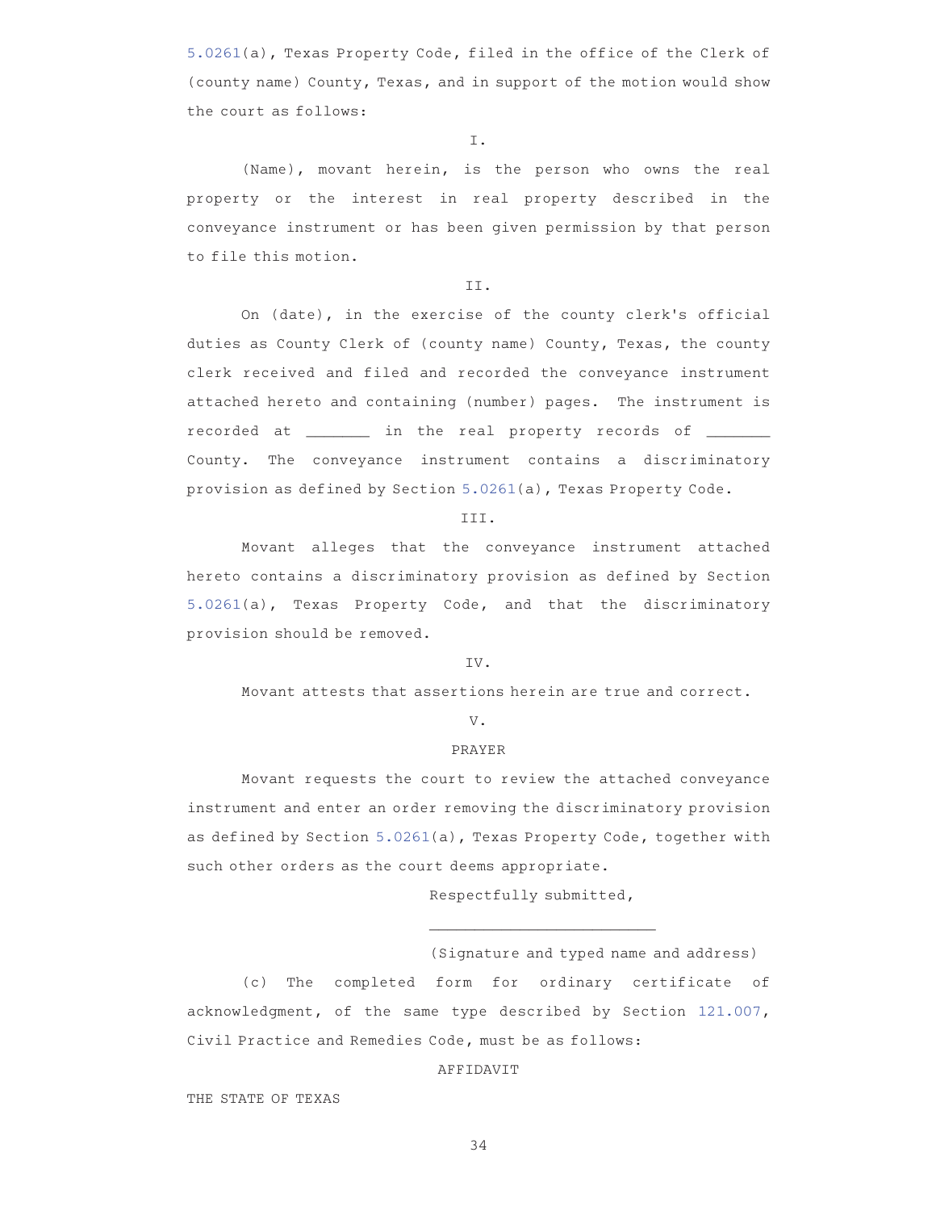5.0261(a), Texas Property Code, filed in the office of the Clerk of (county name) County, Texas, and in support of the motion would show the court as follows:

I.

(Name), movant herein, is the person who owns the real property or the interest in real property described in the conveyance instrument or has been given permission by that person to file this motion.

II.

On (date), in the exercise of the county clerk's official duties as County Clerk of (county name) County, Texas, the county clerk received and filed and recorded the conveyance instrument attached hereto and containing (number) pages. The instrument is recorded at _______ in the real property records of _______ County. The conveyance instrument contains a discriminatory provision as defined by Section 5.0261(a), Texas Property Code.

III.

Movant alleges that the conveyance instrument attached hereto contains a discriminatory provision as defined by Section 5.0261(a), Texas Property Code, and that the discriminatory provision should be removed.

IV.

Movant attests that assertions herein are true and correct.

V.

PRAYER

Movant requests the court to review the attached conveyance instrument and enter an order removing the discriminatory provision as defined by Section 5.0261(a), Texas Property Code, together with such other orders as the court deems appropriate.

Respectfully submitted,

_________________________

(Signature and typed name and address)

(c) The completed form for ordinary certificate of acknowledgment, of the same type described by Section 121.007, Civil Practice and Remedies Code, must be as follows:

AFFIDAVIT

THE STATE OF TEXAS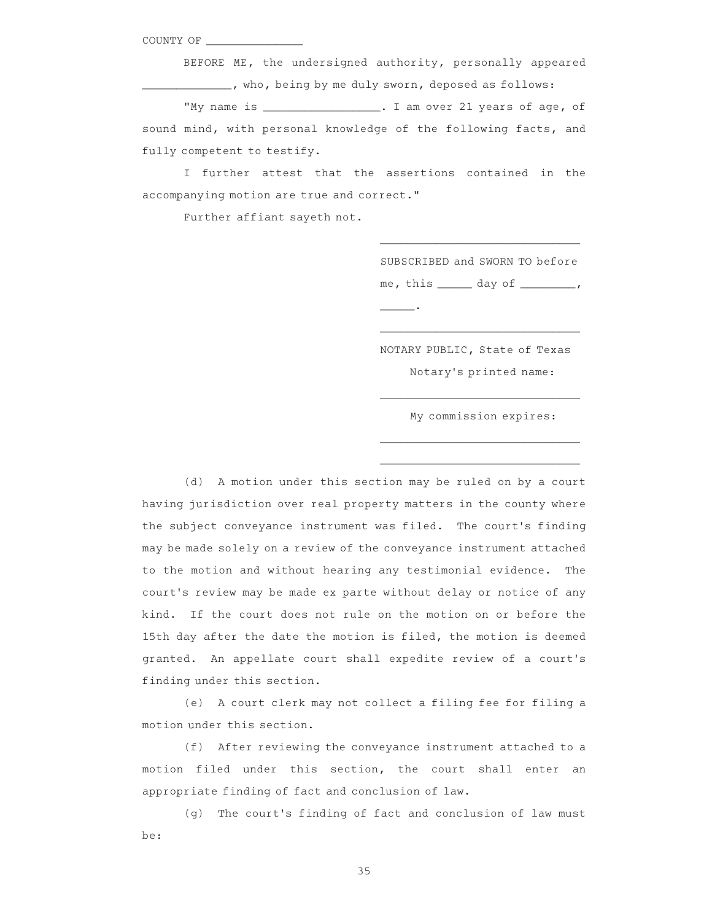COUNTY OF _______________

BEFORE ME, the undersigned authority, personally appeared _____________, who, being by me duly sworn, deposed as follows:

"My name is _________________. I am over 21 years of age, of sound mind, with personal knowledge of the following facts, and fully competent to testify.

I further attest that the assertions contained in the accompanying motion are true and correct."

Further affiant sayeth not.

_____________________________

SUBSCRIBED and SWORN TO before me, this _____ day of ________, _____.

_____________________________

NOTARY PUBLIC, State of Texas

Notary's printed name:

_____________________________

My commission expires:

_____________________________

_____________________________

(d) A motion under this section may be ruled on by a court having jurisdiction over real property matters in the county where the subject conveyance instrument was filed. The court's finding may be made solely on a review of the conveyance instrument attached to the motion and without hearing any testimonial evidence. The court's review may be made ex parte without delay or notice of any kind. If the court does not rule on the motion on or before the 15th day after the date the motion is filed, the motion is deemed granted. An appellate court shall expedite review of a court's finding under this section.

(e) A court clerk may not collect a filing fee for filing a motion under this section.

(f) After reviewing the conveyance instrument attached to a motion filed under this section, the court shall enter an appropriate finding of fact and conclusion of law.

(g) The court's finding of fact and conclusion of law must be: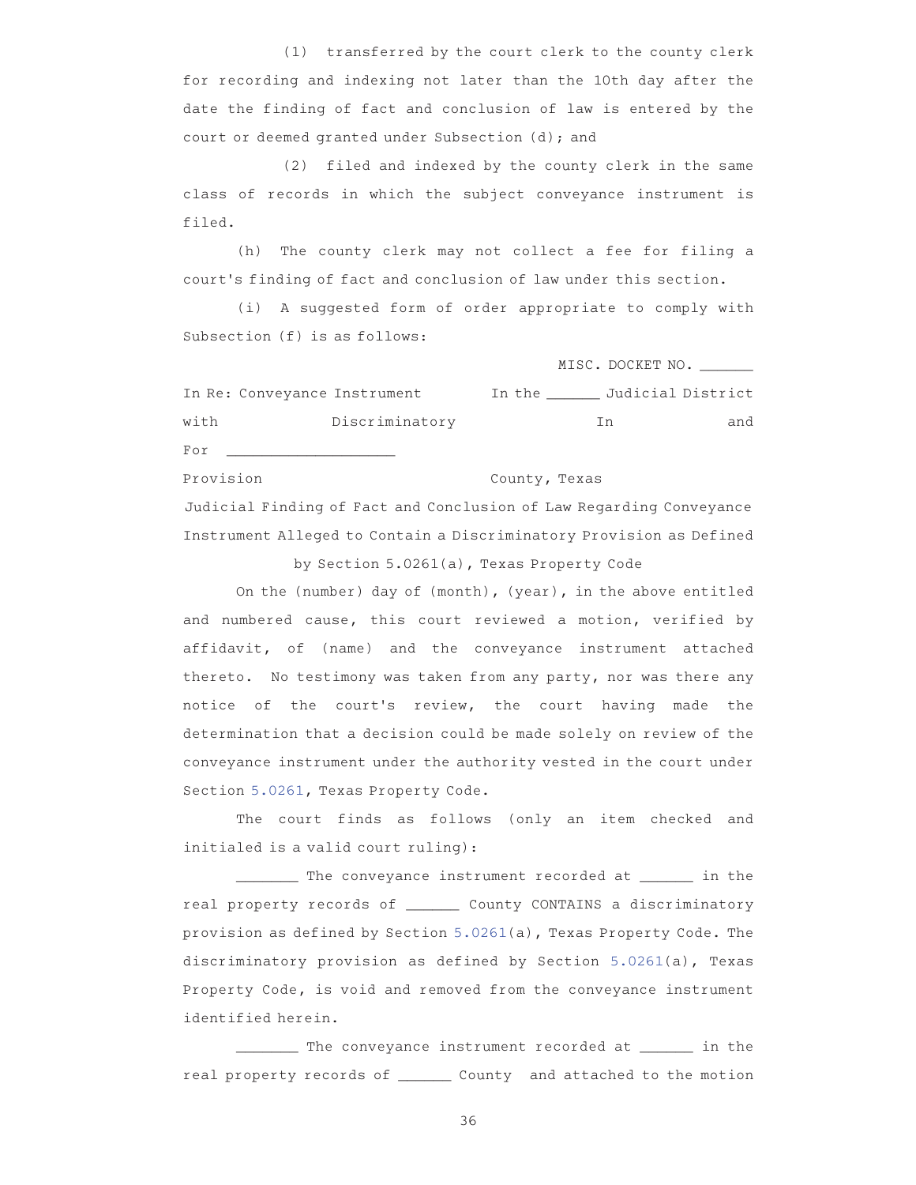(1) transferred by the court clerk to the county clerk for recording and indexing not later than the 10th day after the date the finding of fact and conclusion of law is entered by the court or deemed granted under Subsection (d); and

(2) filed and indexed by the county clerk in the same class of records in which the subject conveyance instrument is filed.

(h) The county clerk may not collect a fee for filing a court's finding of fact and conclusion of law under this section.

(i) A suggested form of order appropriate to comply with Subsection (f) is as follows:

MISC. DOCKET NO. ______

| | |
|---|---|
| In Re: Conveyance Instrument with Discriminatory Provision | In the ______ Judicial District In and For ___________________ County, Texas |

Judicial Finding of Fact and Conclusion of Law Regarding Conveyance Instrument Alleged to Contain a Discriminatory Provision as Defined by Section 5.0261(a), Texas Property Code

On the (number) day of (month), (year), in the above entitled and numbered cause, this court reviewed a motion, verified by affidavit, of (name) and the conveyance instrument attached thereto. No testimony was taken from any party, nor was there any notice of the court's review, the court having made the determination that a decision could be made solely on review of the conveyance instrument under the authority vested in the court under Section 5.0261, Texas Property Code.

The court finds as follows (only an item checked and initialed is a valid court ruling):

_______ The conveyance instrument recorded at ______ in the real property records of ______ County CONTAINS a discriminatory provision as defined by Section 5.0261(a), Texas Property Code. The discriminatory provision as defined by Section 5.0261(a), Texas Property Code, is void and removed from the conveyance instrument identified herein.

_______ The conveyance instrument recorded at ______ in the real property records of ______ County and attached to the motion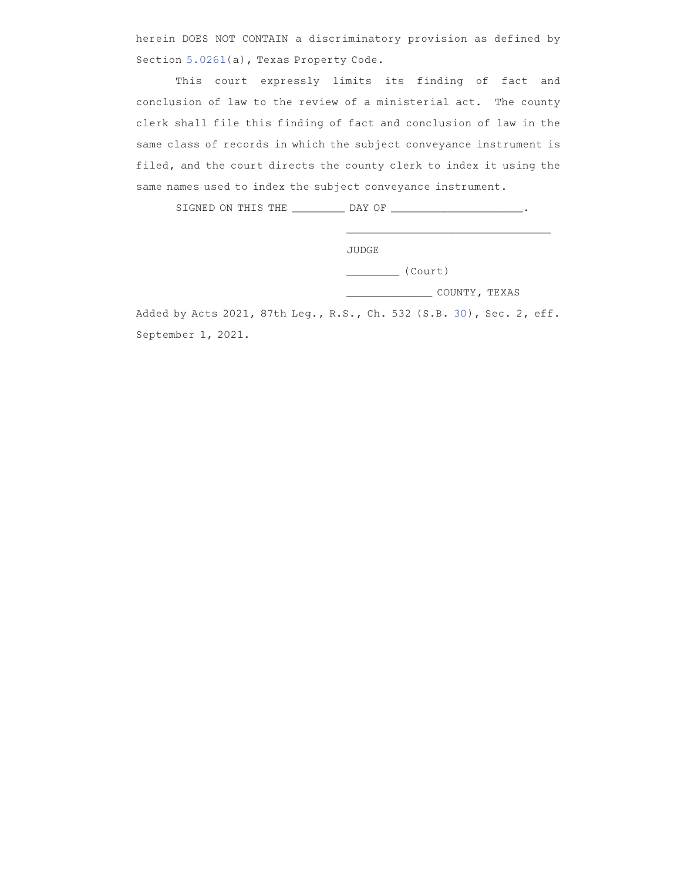herein DOES NOT CONTAIN a discriminatory provision as defined by Section 5.0261(a), Texas Property Code.

This court expressly limits its finding of fact and conclusion of law to the review of a ministerial act. The county clerk shall file this finding of fact and conclusion of law in the same class of records in which the subject conveyance instrument is filed, and the court directs the county clerk to index it using the same names used to index the subject conveyance instrument.

SIGNED ON THIS THE ________ DAY OF _____________________.

________________________________

JUDGE

________ (Court)

_____________ COUNTY, TEXAS

Added by Acts 2021, 87th Leg., R.S., Ch. 532 (S.B. 30), Sec. 2, eff. September 1, 2021.